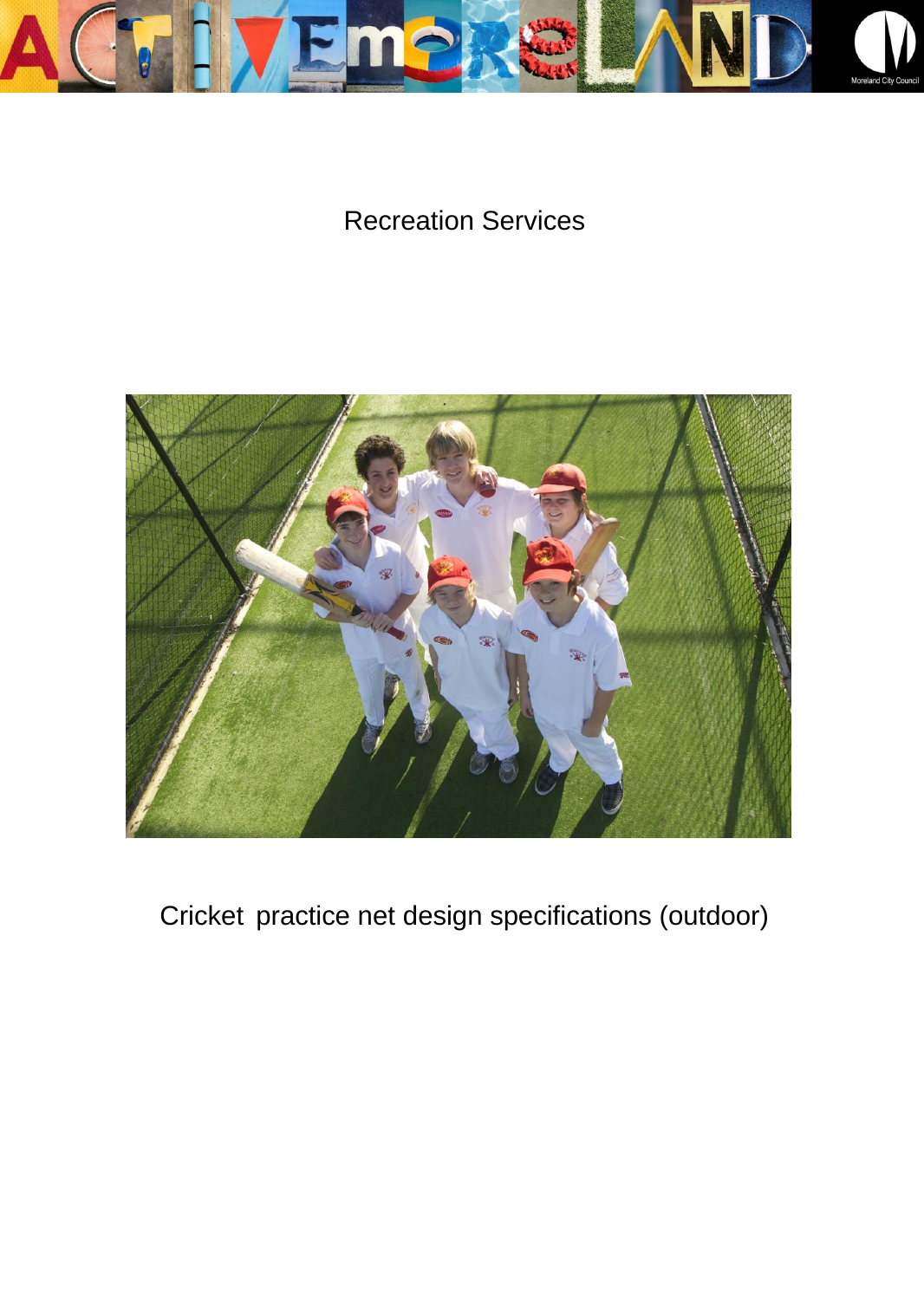Recreation Services

# Cricket practice net design specifications (outdoor)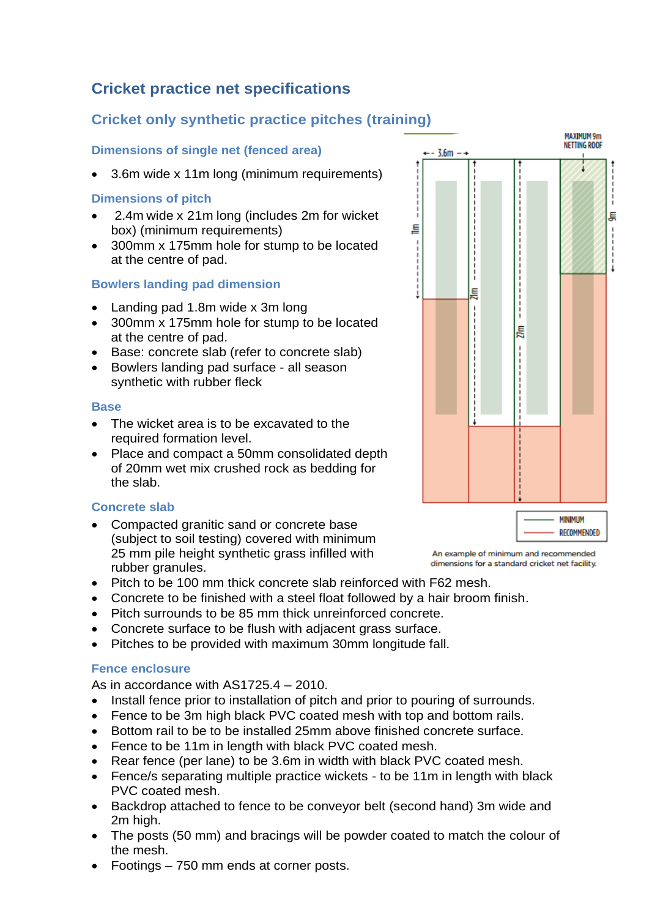# Cricket practice net specifications

## Cricket only synthetic practice pitches (training)

### Dimensions of single net (fenced area)

- 3.6m wide x 11m long (minimum requirements)

### Dimensions of pitch

- 2.4m wide x 21m long (includes 2m for wicket box) (minimum requirements)
- 300mm x 175mm hole for stump to be located at the centre of pad.

### Bowlers landing pad dimension

- Landing pad 1.8m wide x 3m long
- 300mm x 175mm hole for stump to be located at the centre of pad.
- Base: concrete slab (refer to concrete slab)
- Bowlers landing pad surface - all season synthetic with rubber fleck

### Base

- The wicket area is to be excavated to the required formation level.
- Place and compact a 50mm consolidated depth of 20mm wet mix crushed rock as bedding for the slab.

An example of minimum and recommended dimensions for a standard cricket net facility.

### Concrete slab

- Compacted granitic sand or concrete base (subject to soil testing) covered with minimum 25 mm pile height synthetic grass infilled with rubber granules.
- Pitch to be 100 mm thick concrete slab reinforced with F62 mesh.
- Concrete to be finished with a steel float followed by a hair broom finish.
- Pitch surrounds to be 85 mm thick unreinforced concrete.
- Concrete surface to be flush with adjacent grass surface.
- Pitches to be provided with maximum 30mm longitude fall.

### Fence enclosure

As in accordance with AS1725.4 – 2010.

- Install fence prior to installation of pitch and prior to pouring of surrounds.
- Fence to be 3m high black PVC coated mesh with top and bottom rails.
- Bottom rail to be to be installed 25mm above finished concrete surface.
- Fence to be 11m in length with black PVC coated mesh.
- Rear fence (per lane) to be 3.6m in width with black PVC coated mesh.
- Fence/s separating multiple practice wickets - to be 11m in length with black PVC coated mesh.
- Backdrop attached to fence to be conveyor belt (second hand) 3m wide and 2m high.
- The posts (50 mm) and bracings will be powder coated to match the colour of the mesh.
- Footings – 750 mm ends at corner posts.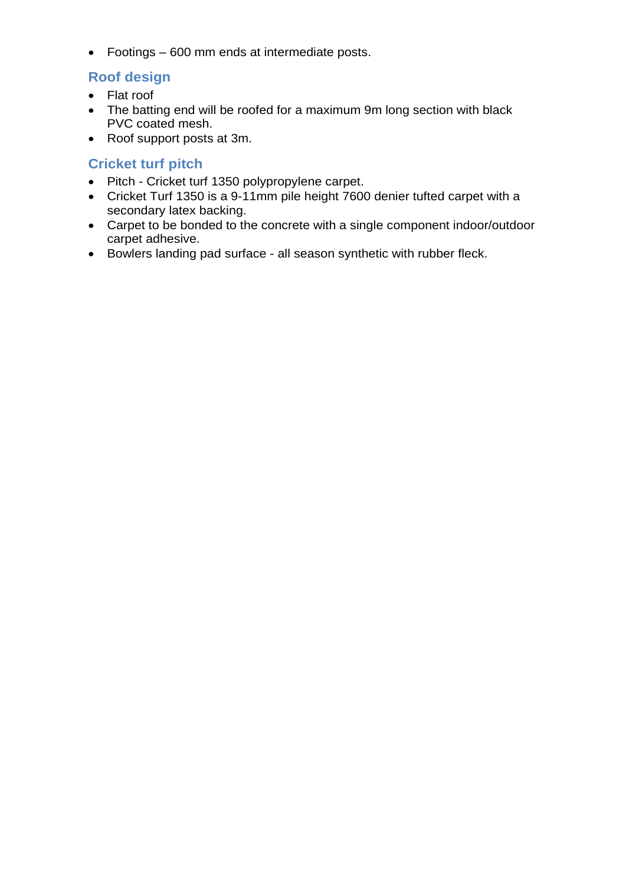- Footings – 600 mm ends at intermediate posts.

## Roof design

- Flat roof
- The batting end will be roofed for a maximum 9m long section with black PVC coated mesh.
- Roof support posts at 3m.

## Cricket turf pitch

- Pitch - Cricket turf 1350 polypropylene carpet.
- Cricket Turf 1350 is a 9-11mm pile height 7600 denier tufted carpet with a secondary latex backing.
- Carpet to be bonded to the concrete with a single component indoor/outdoor carpet adhesive.
- Bowlers landing pad surface - all season synthetic with rubber fleck.